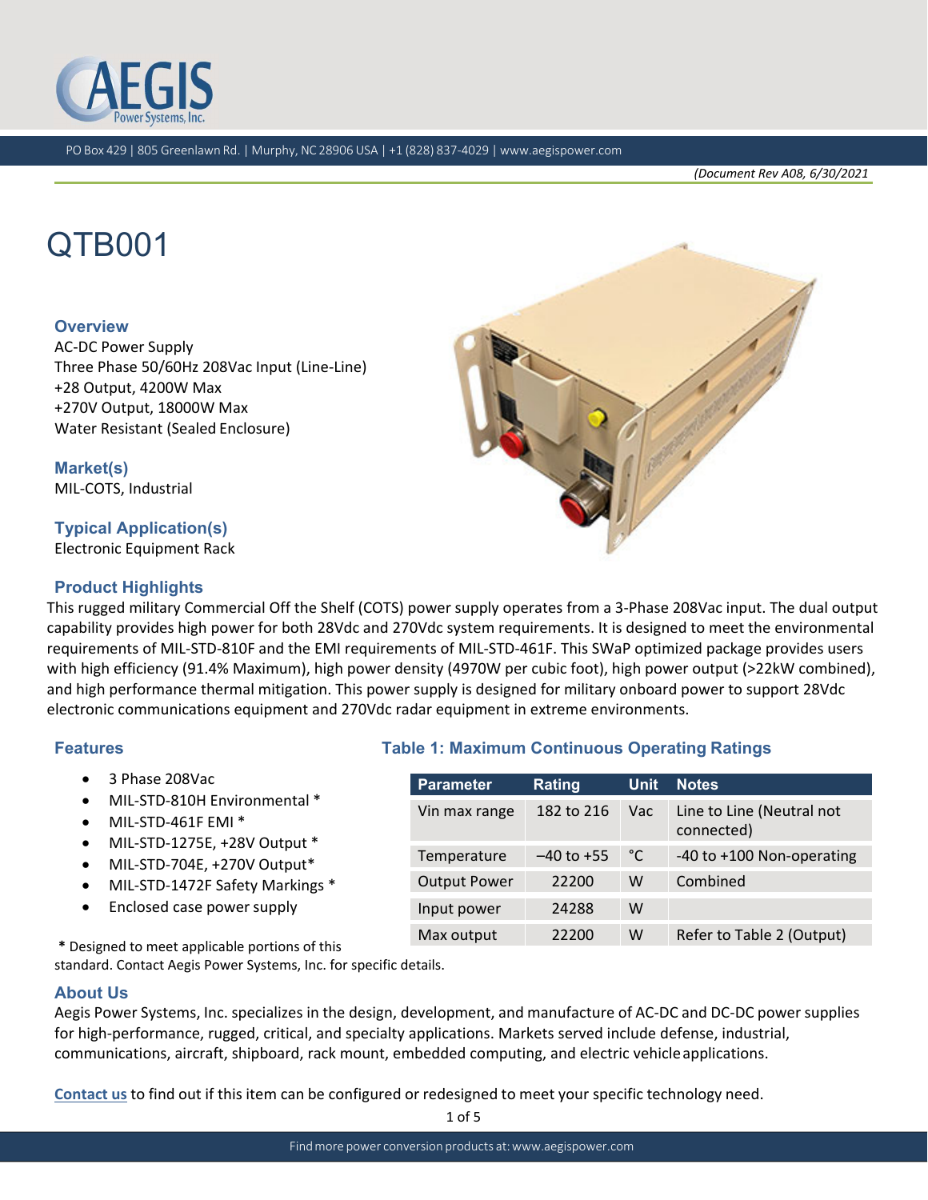PO Box 429 | 805 Greenlawn Rd. | Murphy, NC 28906 USA | +1 (828) 837-4029 | www.aegispower.com

*(Document Rev A08, 6/30/2021)*

# QTB001

### Overview

AC-DC Power Supply
Three Phase 50/60Hz 208Vac Input (Line-Line)
+28 Output, 4200W Max
+270V Output, 18000W Max
Water Resistant (Sealed Enclosure)

### Market(s)

MIL-COTS, Industrial

### Typical Application(s)

Electronic Equipment Rack

### Product Highlights

This rugged military Commercial Off the Shelf (COTS) power supply operates from a 3-Phase 208Vac input. The dual output capability provides high power for both 28Vdc and 270Vdc system requirements. It is designed to meet the environmental requirements of MIL-STD-810F and the EMI requirements of MIL-STD-461F. This SWaP optimized package provides users with high efficiency (91.4% Maximum), high power density (4970W per cubic foot), high power output (>22kW combined), and high performance thermal mitigation. This power supply is designed for military onboard power to support 28Vdc electronic communications equipment and 270Vdc radar equipment in extreme environments.

### Features

- 3 Phase 208Vac
- MIL-STD-810H Environmental *
- MIL-STD-461F EMI *
- MIL-STD-1275E, +28V Output *
- MIL-STD-704E, +270V Output*
- MIL-STD-1472F Safety Markings *
- Enclosed case power supply

**\*** Designed to meet applicable portions of this standard. Contact Aegis Power Systems, Inc. for specific details.

### Table 1: Maximum Continuous Operating Ratings

| Parameter | Rating | Unit | Notes |
|---|---|---|---|
| Vin max range | 182 to 216 | Vac | Line to Line (Neutral not connected) |
| Temperature | –40 to +55 | °C | -40 to +100 Non-operating |
| Output Power | 22200 | W | Combined |
| Input power | 24288 | W | |
| Max output | 22200 | W | Refer to Table 2 (Output) |

### About Us

Aegis Power Systems, Inc. specializes in the design, development, and manufacture of AC-DC and DC-DC power supplies for high-performance, rugged, critical, and specialty applications. Markets served include defense, industrial, communications, aircraft, shipboard, rack mount, embedded computing, and electric vehicle applications.

Contact us to find out if this item can be configured or redesigned to meet your specific technology need.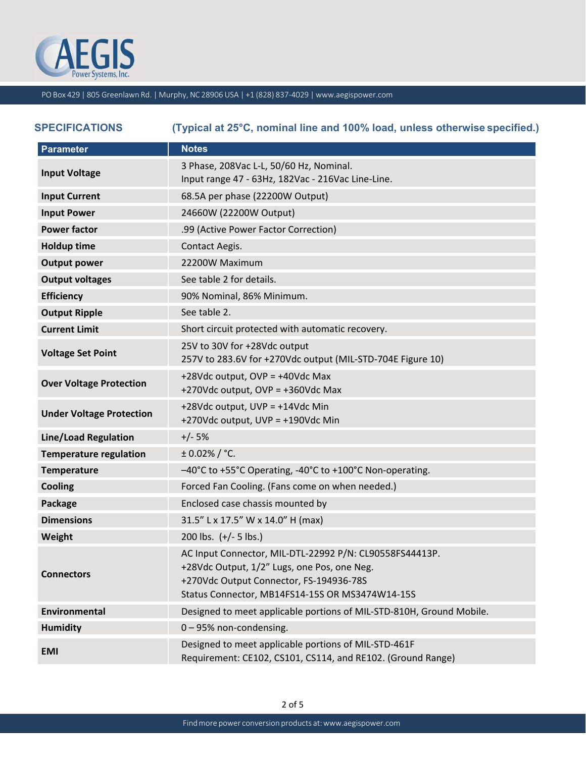## SPECIFICATIONS

**(Typical at 25°C, nominal line and 100% load, unless otherwise specified.)**

| Parameter | Notes |
|---|---|
| **Input Voltage** | 3 Phase, 208Vac L-L, 50/60 Hz, Nominal.<br>Input range 47 - 63Hz, 182Vac - 216Vac Line-Line. |
| **Input Current** | 68.5A per phase (22200W Output) |
| **Input Power** | 24660W (22200W Output) |
| **Power factor** | .99 (Active Power Factor Correction) |
| **Holdup time** | Contact Aegis. |
| **Output power** | 22200W Maximum |
| **Output voltages** | See table 2 for details. |
| **Efficiency** | 90% Nominal, 86% Minimum. |
| **Output Ripple** | See table 2. |
| **Current Limit** | Short circuit protected with automatic recovery. |
| **Voltage Set Point** | 25V to 30V for +28Vdc output<br>257V to 283.6V for +270Vdc output (MIL-STD-704E Figure 10) |
| **Over Voltage Protection** | +28Vdc output, OVP = +40Vdc Max<br>+270Vdc output, OVP = +360Vdc Max |
| **Under Voltage Protection** | +28Vdc output, UVP = +14Vdc Min<br>+270Vdc output, UVP = +190Vdc Min |
| **Line/Load Regulation** | +/- 5% |
| **Temperature regulation** | ± 0.02% / °C. |
| **Temperature** | –40°C to +55°C Operating, -40°C to +100°C Non-operating. |
| **Cooling** | Forced Fan Cooling. (Fans come on when needed.) |
| **Package** | Enclosed case chassis mounted by |
| **Dimensions** | 31.5" L x 17.5" W x 14.0" H (max) |
| **Weight** | 200 lbs. (+/- 5 lbs.) |
| **Connectors** | AC Input Connector, MIL-DTL-22992 P/N: CL90558FS44413P.<br>+28Vdc Output, 1/2" Lugs, one Pos, one Neg.<br>+270Vdc Output Connector, FS-194936-78S<br>Status Connector, MB14FS14-15S OR MS3474W14-15S |
| **Environmental** | Designed to meet applicable portions of MIL-STD-810H, Ground Mobile. |
| **Humidity** | 0 – 95% non-condensing. |
| **EMI** | Designed to meet applicable portions of MIL-STD-461F<br>Requirement: CE102, CS101, CS114, and RE102. (Ground Range) |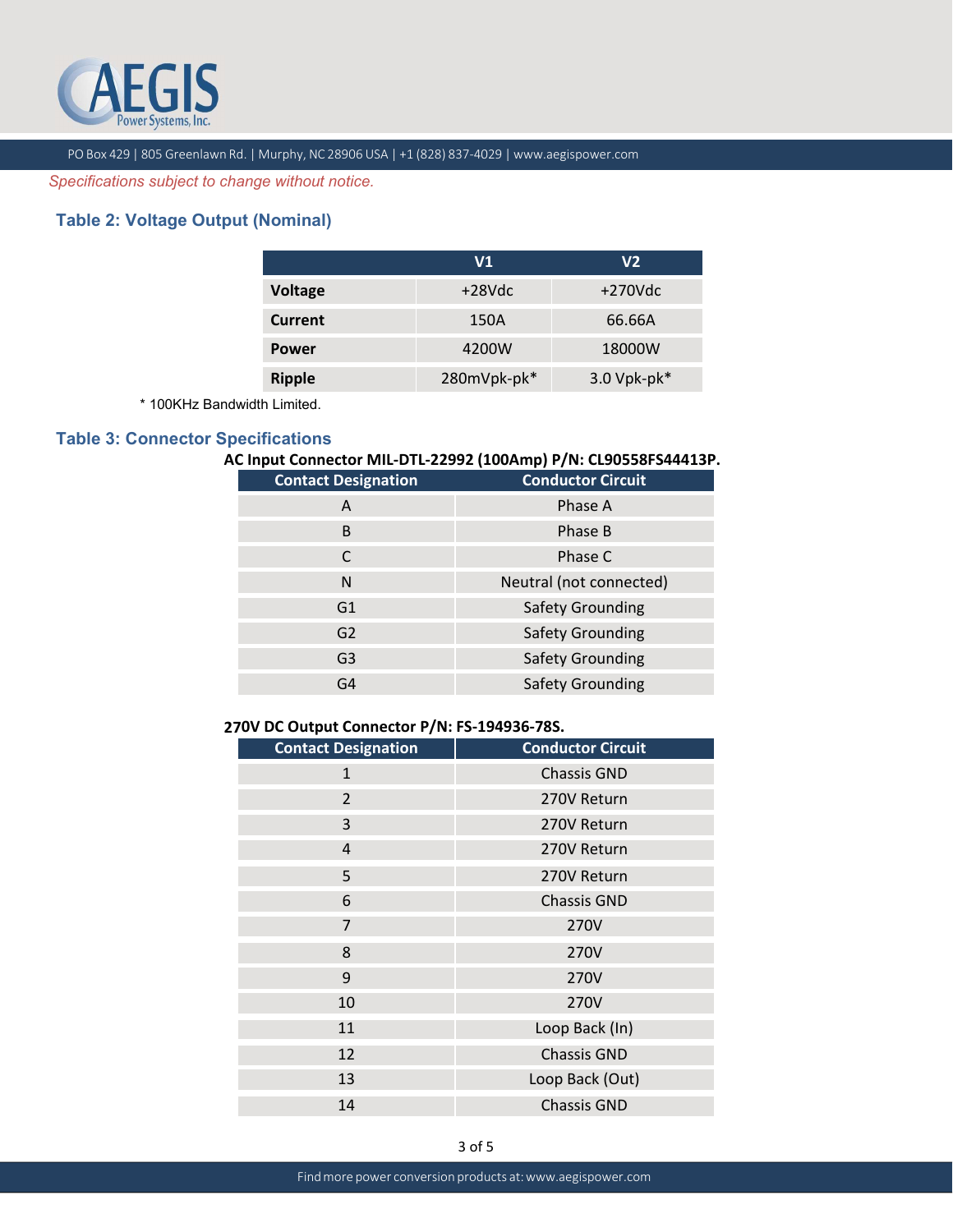*Specifications subject to change without notice.*

### Table 2: Voltage Output (Nominal)

| | V1 | V2 |
|---|---|---|
| **Voltage** | +28Vdc | +270Vdc |
| **Current** | 150A | 66.66A |
| **Power** | 4200W | 18000W |
| **Ripple** | 280mVpk-pk* | 3.0 Vpk-pk* |

* 100KHz Bandwidth Limited.

### Table 3: Connector Specifications

**AC Input Connector MIL-DTL-22992 (100Amp) P/N: CL90558FS44413P.**

| Contact Designation | Conductor Circuit |
|---|---|
| A | Phase A |
| B | Phase B |
| C | Phase C |
| N | Neutral (not connected) |
| G1 | Safety Grounding |
| G2 | Safety Grounding |
| G3 | Safety Grounding |
| G4 | Safety Grounding |

**270V DC Output Connector P/N: FS-194936-78S.**

| Contact Designation | Conductor Circuit |
|---|---|
| 1 | Chassis GND |
| 2 | 270V Return |
| 3 | 270V Return |
| 4 | 270V Return |
| 5 | 270V Return |
| 6 | Chassis GND |
| 7 | 270V |
| 8 | 270V |
| 9 | 270V |
| 10 | 270V |
| 11 | Loop Back (In) |
| 12 | Chassis GND |
| 13 | Loop Back (Out) |
| 14 | Chassis GND |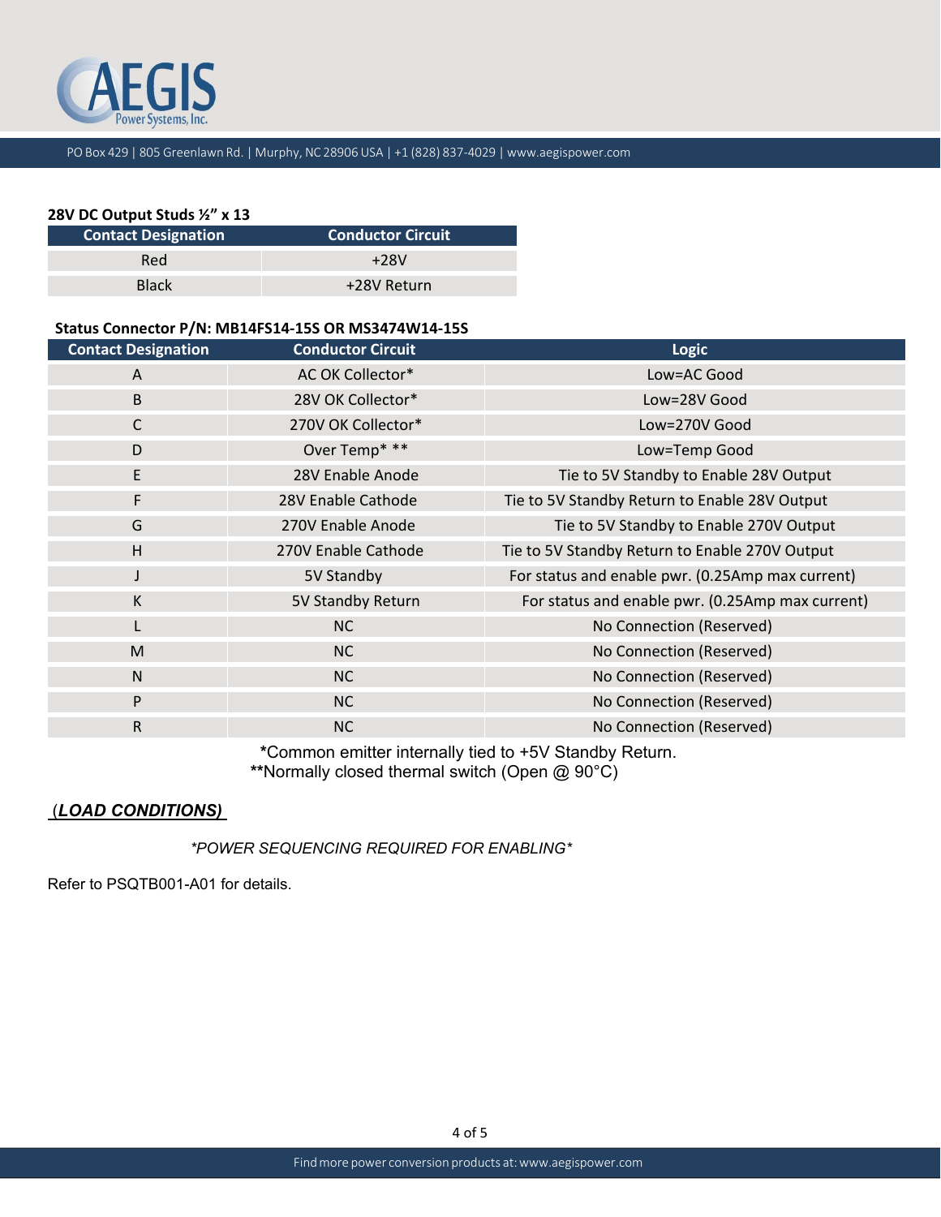**28V DC Output Studs ½" x 13**

| Contact Designation | Conductor Circuit |
|---|---|
| Red | +28V |
| Black | +28V Return |

**Status Connector P/N: MB14FS14-15S OR MS3474W14-15S**

| Contact Designation | Conductor Circuit | Logic |
|---|---|---|
| A | AC OK Collector* | Low=AC Good |
| B | 28V OK Collector* | Low=28V Good |
| C | 270V OK Collector* | Low=270V Good |
| D | Over Temp* ** | Low=Temp Good |
| E | 28V Enable Anode | Tie to 5V Standby to Enable 28V Output |
| F | 28V Enable Cathode | Tie to 5V Standby Return to Enable 28V Output |
| G | 270V Enable Anode | Tie to 5V Standby to Enable 270V Output |
| H | 270V Enable Cathode | Tie to 5V Standby Return to Enable 270V Output |
| J | 5V Standby | For status and enable pwr. (0.25Amp max current) |
| K | 5V Standby Return | For status and enable pwr. (0.25Amp max current) |
| L | NC | No Connection (Reserved) |
| M | NC | No Connection (Reserved) |
| N | NC | No Connection (Reserved) |
| P | NC | No Connection (Reserved) |
| R | NC | No Connection (Reserved) |

*Common emitter internally tied to +5V Standby Return.
**Normally closed thermal switch (Open @ 90°C)

(***LOAD CONDITIONS)***

*\*POWER SEQUENCING REQUIRED FOR ENABLING\**

Refer to PSQTB001-A01 for details.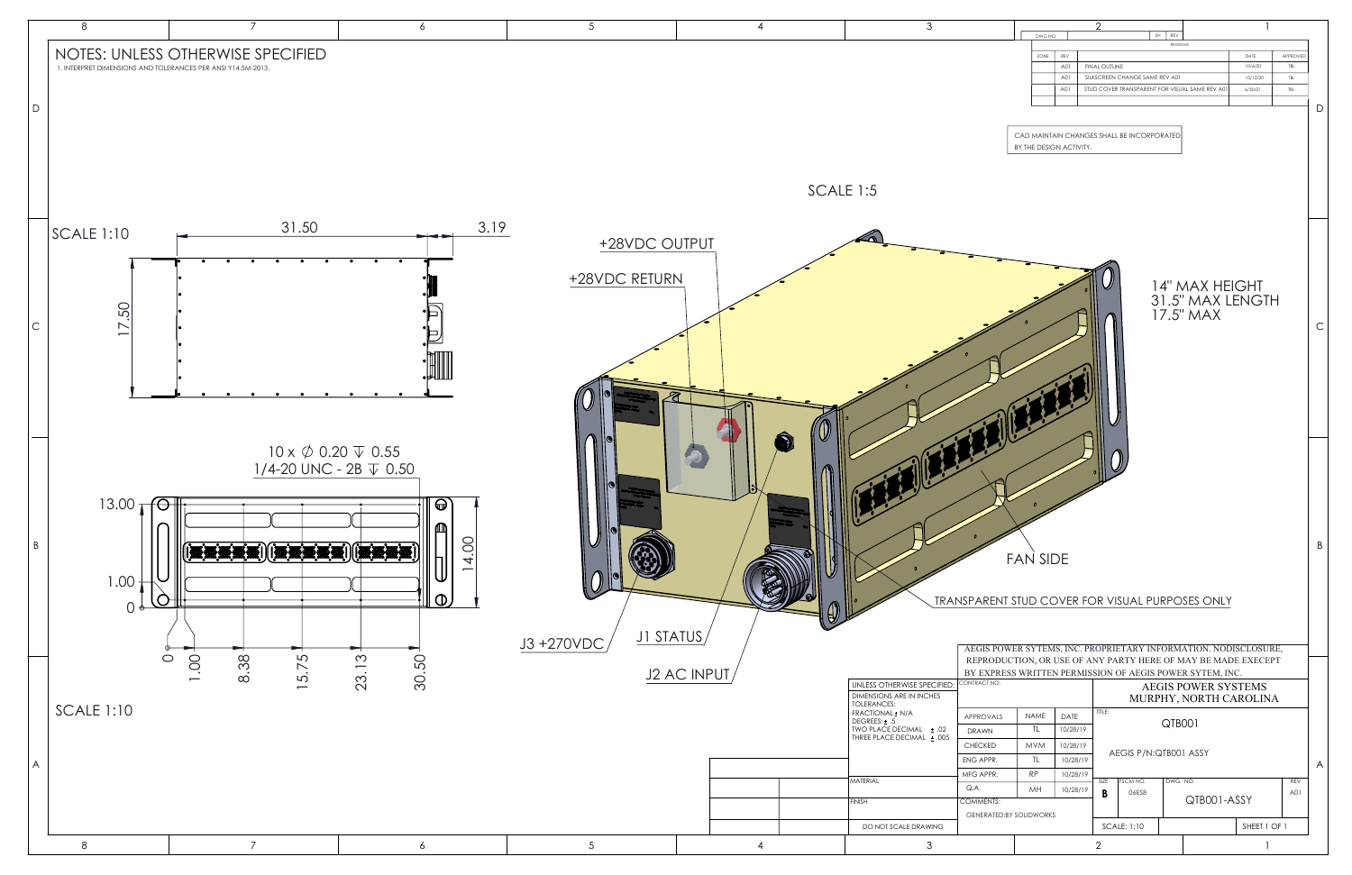## NOTES: UNLESS OTHERWISE SPECIFIED

1. INTERPRET DIMENSIONS AND TOLERANCES PER ANSI Y14.5M-2013.

| ZONE | REV | REVISIONS | DATE | APPROVED |
|---|---|---|---|---|
| | A01 | FINAL OUTLINE | 10/6/20 | TBL |
| | A01 | SILKSCREEN CHANGE SAME REV A01 | 10/13/20 | TBL |
| | A01 | STUD COVER TRANSPARENT FOR VISUAL SAME REV A01 | 6/30/21 | TBL |

CAD MAINTAIN CHANGES SHALL BE INCORPORATED BY THE DESIGN ACTIVITY.

SCALE 1:10

31.50
3.19
17.50

10 x ∅ 0.20 ↧ 0.55
1/4-20 UNC - 2B ↧ 0.50

13.00
1.00
0
14.00

0
1.00
8.38
15.75
23.13
30.50

SCALE 1:10

SCALE 1:5

+28VDC OUTPUT
+28VDC RETURN
J3 +270VDC
J1 STATUS
J2 AC INPUT
FAN SIDE
TRANSPARENT STUD COVER FOR VISUAL PURPOSES ONLY

14" MAX HEIGHT
31.5" MAX LENGTH
17.5" MAX

AEGIS POWER SYTEMS, INC. PROPRIETARY INFORMATION. NODISCLOSURE, REPRODUCTION, OR USE OF ANY PARTY HERE OF MAY BE MADE EXECEPT BY EXPRESS WRITTEN PERMISSION OF AEGIS POWER SYTEM, INC.

UNLESS OTHERWISE SPECIFIED:
DIMENSIONS ARE IN INCHES
TOLERANCES:
FRACTIONAL ± N/A
DEGREES ± .5
TWO PLACE DECIMAL ± .02
THREE PLACE DECIMAL ± .005

MATERIAL
FINISH
DO NOT SCALE DRAWING

CONTRACT NO.

| APPROVALS | NAME | DATE |
|---|---|---|
| DRAWN | TL | 10/28/19 |
| CHECKED | MVM | 10/28/19 |
| ENG APPR. | TL | 10/28/19 |
| MFG APPR. | RP | 10/28/19 |
| Q.A. | MH | 10/28/19 |

COMMENTS:
GENERATED:BY SOLIDWORKS

AEGIS POWER SYSTEMS
MURPHY, NORTH CAROLINA

TITLE: QTB001

AEGIS P/N:QTB001 ASSY

| SIZE | FSCM NO. | DWG. NO. | REV |
|---|---|---|---|
| B | 06ES8 | QTB001-ASSY | A01 |

SCALE: 1:10
SHEET 1 OF 1